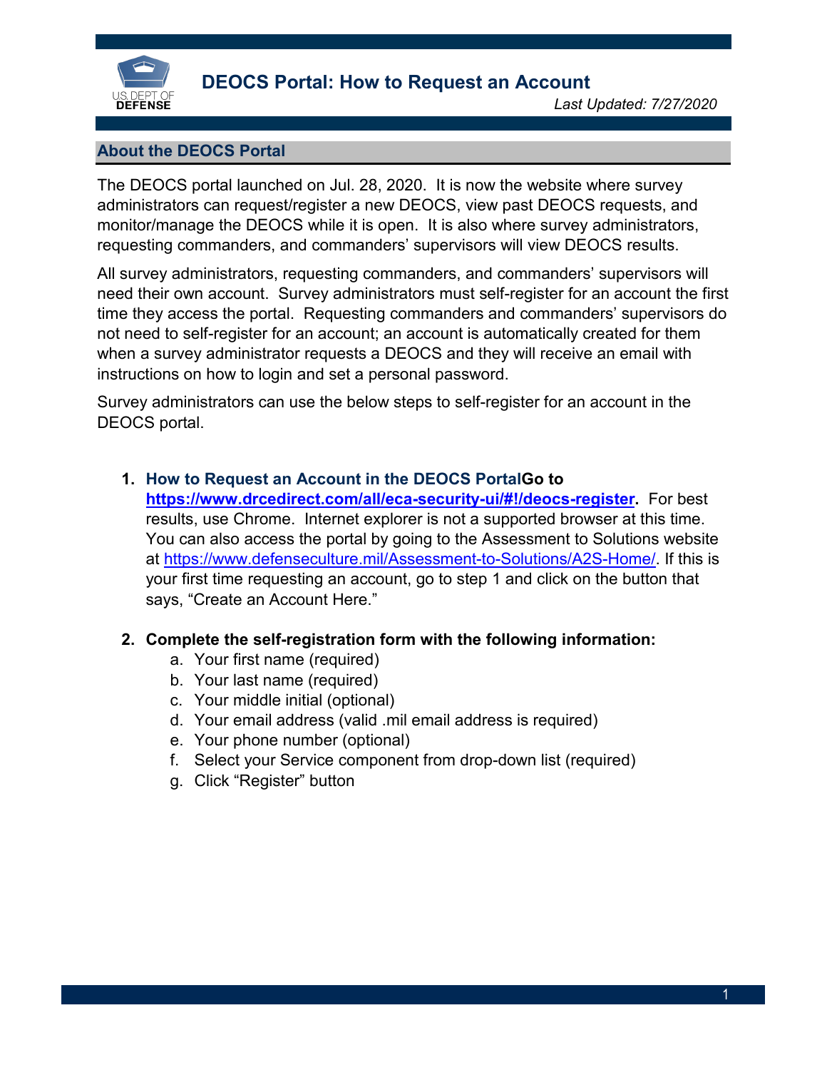# DEOCS Portal: How to Request an Account

*Last Updated: 7/27/2020*

## About the DEOCS Portal

The DEOCS portal launched on Jul. 28, 2020. It is now the website where survey administrators can request/register a new DEOCS, view past DEOCS requests, and monitor/manage the DEOCS while it is open. It is also where survey administrators, requesting commanders, and commanders' supervisors will view DEOCS results.

All survey administrators, requesting commanders, and commanders' supervisors will need their own account. Survey administrators must self-register for an account the first time they access the portal. Requesting commanders and commanders' supervisors do not need to self-register for an account; an account is automatically created for them when a survey administrator requests a DEOCS and they will receive an email with instructions on how to login and set a personal password.

Survey administrators can use the below steps to self-register for an account in the DEOCS portal.

1. **How to Request an Account in the DEOCS PortalGo to [https://www.drcedirect.com/all/eca-security-ui/#!/deocs-register](https://www.drcedirect.com/all/eca-security-ui/#!/deocs-register).** For best results, use Chrome. Internet explorer is not a supported browser at this time. You can also access the portal by going to the Assessment to Solutions website at [https://www.defenseculture.mil/Assessment-to-Solutions/A2S-Home/](https://www.defenseculture.mil/Assessment-to-Solutions/A2S-Home/). If this is your first time requesting an account, go to step 1 and click on the button that says, "Create an Account Here."

2. **Complete the self-registration form with the following information:**
   a. Your first name (required)
   b. Your last name (required)
   c. Your middle initial (optional)
   d. Your email address (valid .mil email address is required)
   e. Your phone number (optional)
   f. Select your Service component from drop-down list (required)
   g. Click "Register" button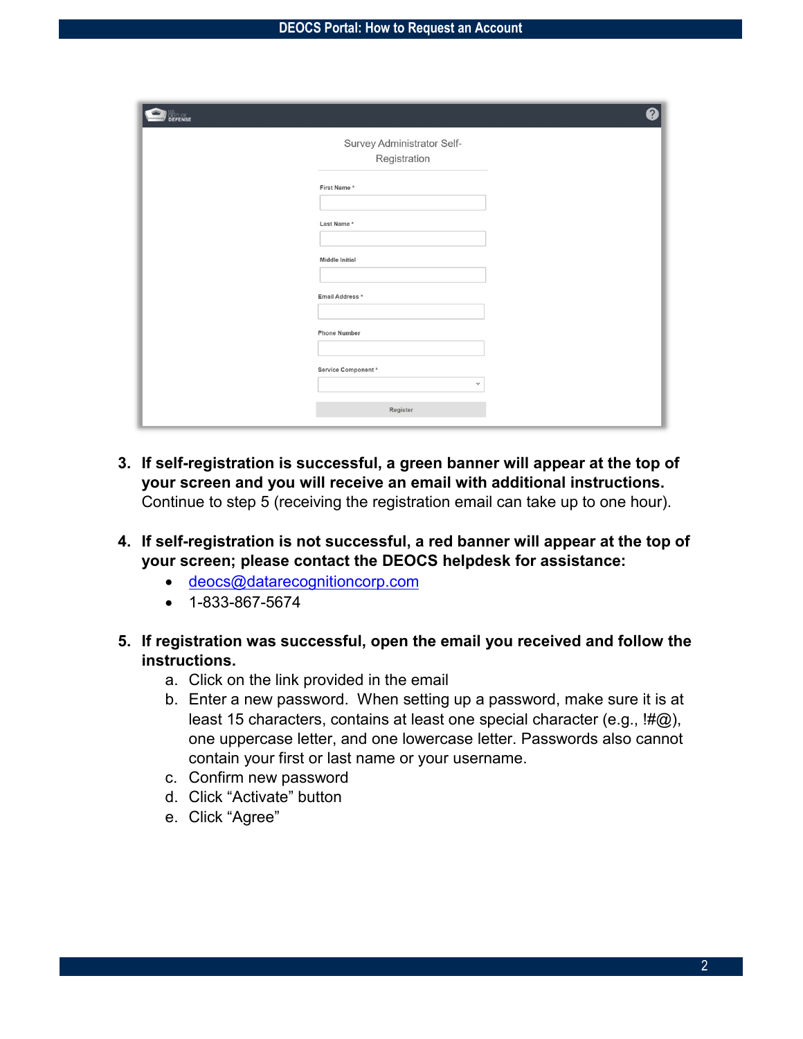Survey Administrator Self-Registration

First Name *

Last Name *

Middle Initial

Email Address *

Phone Number

Service Component *

Register

3. **If self-registration is successful, a green banner will appear at the top of your screen and you will receive an email with additional instructions.** Continue to step 5 (receiving the registration email can take up to one hour).

4. **If self-registration is not successful, a red banner will appear at the top of your screen; please contact the DEOCS helpdesk for assistance:**
   - deocs@datarecognitioncorp.com
   - 1-833-867-5674

5. **If registration was successful, open the email you received and follow the instructions.**
   a. Click on the link provided in the email
   b. Enter a new password. When setting up a password, make sure it is at least 15 characters, contains at least one special character (e.g., !#@), one uppercase letter, and one lowercase letter. Passwords also cannot contain your first or last name or your username.
   c. Confirm new password
   d. Click “Activate” button
   e. Click “Agree”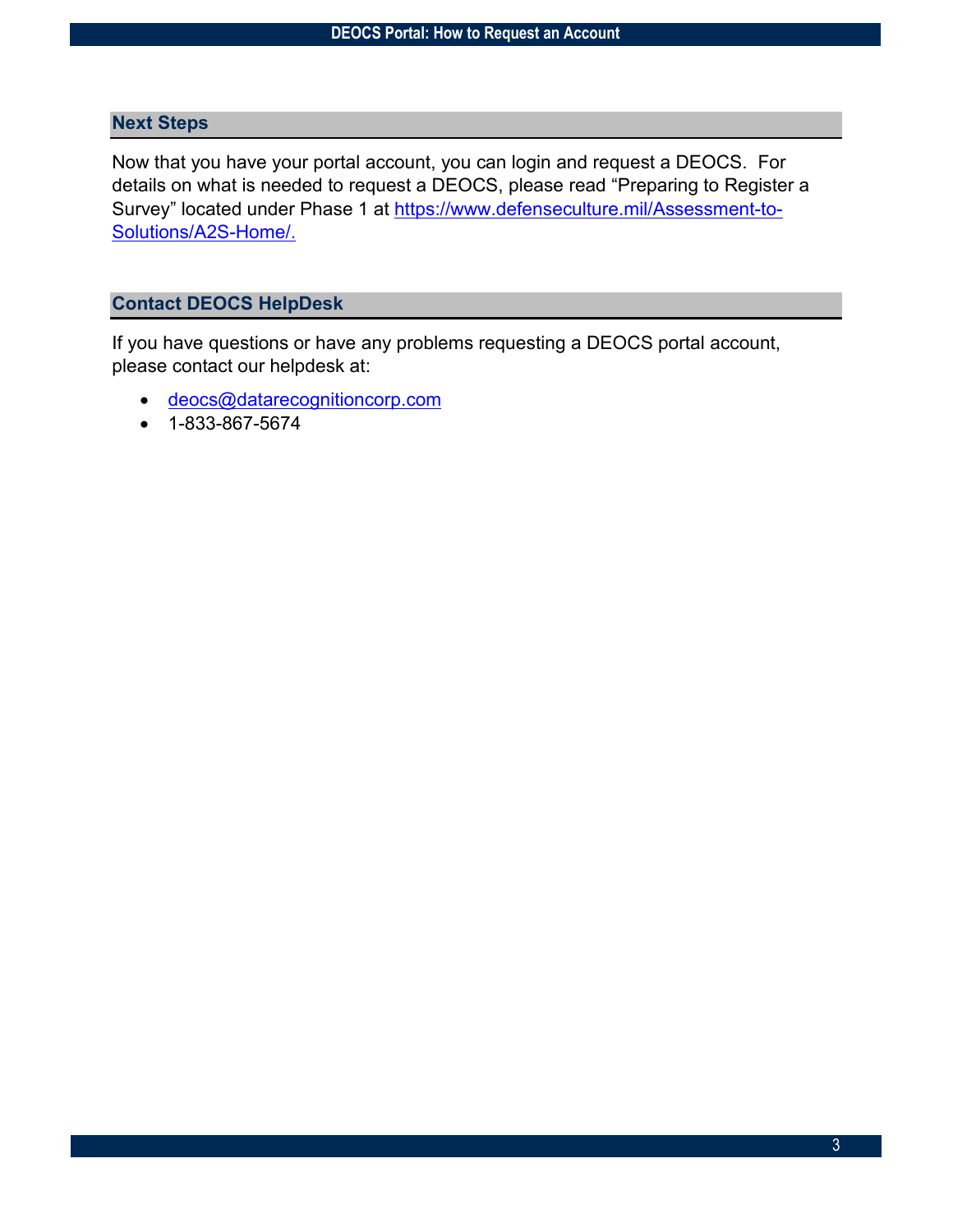## Next Steps

Now that you have your portal account, you can login and request a DEOCS. For details on what is needed to request a DEOCS, please read "Preparing to Register a Survey" located under Phase 1 at https://www.defenseculture.mil/Assessment-to-Solutions/A2S-Home/.

## Contact DEOCS HelpDesk

If you have questions or have any problems requesting a DEOCS portal account, please contact our helpdesk at:

- deocs@datarecognitioncorp.com
- 1-833-867-5674